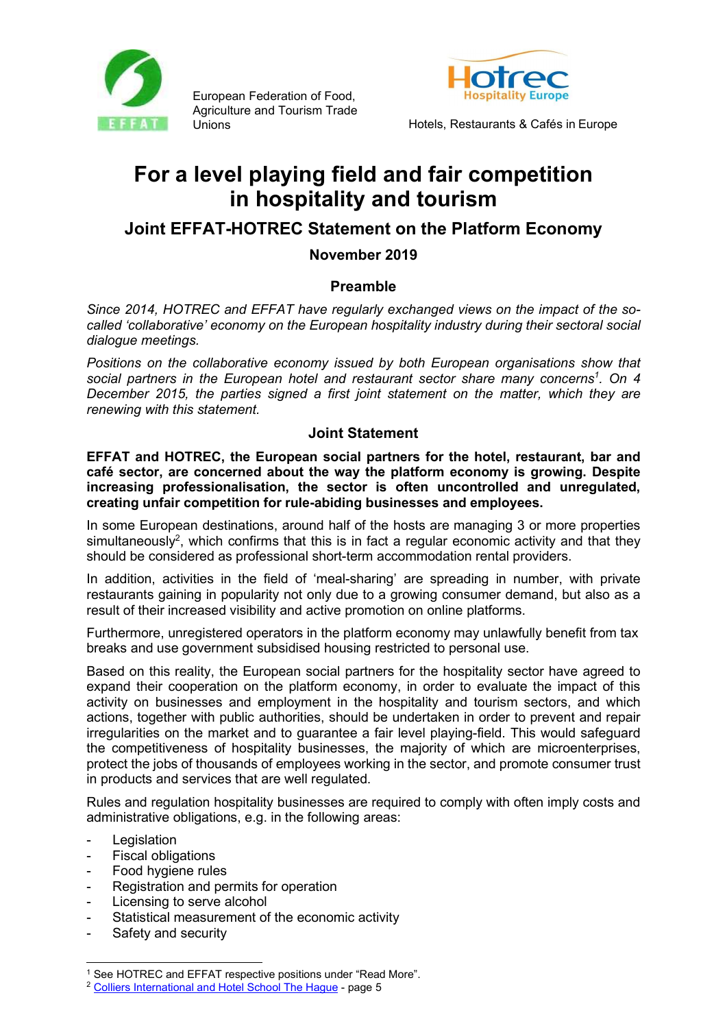European Federation of Food, Agriculture and Tourism Trade Unions

Hotels, Restaurants & Cafés in Europe

# For a level playing field and fair competition in hospitality and tourism

## Joint EFFAT-HOTREC Statement on the Platform Economy

### November 2019

### Preamble

*Since 2014, HOTREC and EFFAT have regularly exchanged views on the impact of the so-called 'collaborative' economy on the European hospitality industry during their sectoral social dialogue meetings.*

*Positions on the collaborative economy issued by both European organisations show that social partners in the European hotel and restaurant sector share many concerns[1]. On 4 December 2015, the parties signed a first joint statement on the matter, which they are renewing with this statement.*

### Joint Statement

**EFFAT and HOTREC, the European social partners for the hotel, restaurant, bar and café sector, are concerned about the way the platform economy is growing. Despite increasing professionalisation, the sector is often uncontrolled and unregulated, creating unfair competition for rule-abiding businesses and employees.**

In some European destinations, around half of the hosts are managing 3 or more properties simultaneously[2], which confirms that this is in fact a regular economic activity and that they should be considered as professional short-term accommodation rental providers.

In addition, activities in the field of 'meal-sharing' are spreading in number, with private restaurants gaining in popularity not only due to a growing consumer demand, but also as a result of their increased visibility and active promotion on online platforms.

Furthermore, unregistered operators in the platform economy may unlawfully benefit from tax breaks and use government subsidised housing restricted to personal use.

Based on this reality, the European social partners for the hospitality sector have agreed to expand their cooperation on the platform economy, in order to evaluate the impact of this activity on businesses and employment in the hospitality and tourism sectors, and which actions, together with public authorities, should be undertaken in order to prevent and repair irregularities on the market and to guarantee a fair level playing-field. This would safeguard the competitiveness of hospitality businesses, the majority of which are microenterprises, protect the jobs of thousands of employees working in the sector, and promote consumer trust in products and services that are well regulated.

Rules and regulation hospitality businesses are required to comply with often imply costs and administrative obligations, e.g. in the following areas:

- Legislation
- Fiscal obligations
- Food hygiene rules
- Registration and permits for operation
- Licensing to serve alcohol
- Statistical measurement of the economic activity
- Safety and security

---

[1] See HOTREC and EFFAT respective positions under "Read More".

[2] Colliers International and Hotel School The Hague - page 5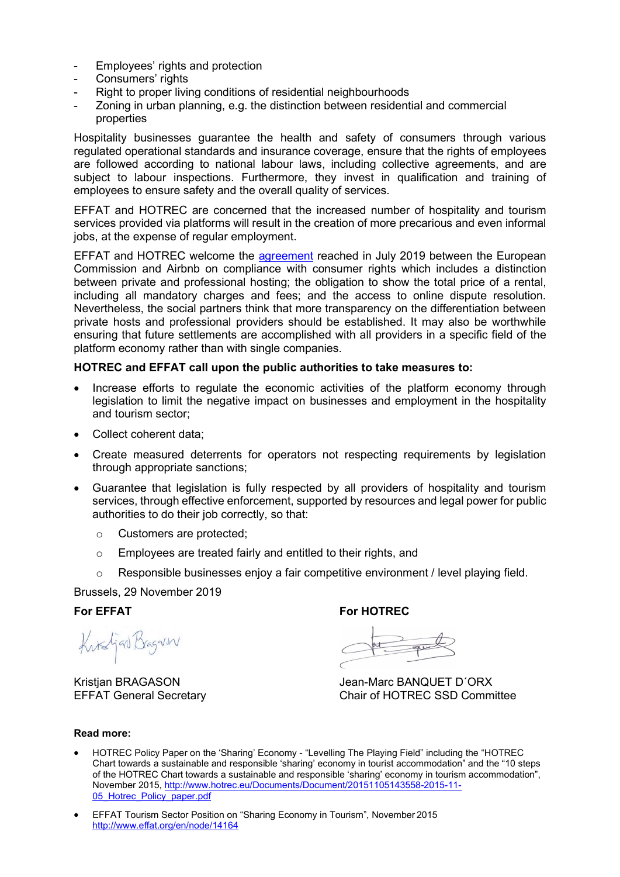- Employees' rights and protection
- Consumers' rights
- Right to proper living conditions of residential neighbourhoods
- Zoning in urban planning, e.g. the distinction between residential and commercial properties

Hospitality businesses guarantee the health and safety of consumers through various regulated operational standards and insurance coverage, ensure that the rights of employees are followed according to national labour laws, including collective agreements, and are subject to labour inspections. Furthermore, they invest in qualification and training of employees to ensure safety and the overall quality of services.

EFFAT and HOTREC are concerned that the increased number of hospitality and tourism services provided via platforms will result in the creation of more precarious and even informal jobs, at the expense of regular employment.

EFFAT and HOTREC welcome the agreement reached in July 2019 between the European Commission and Airbnb on compliance with consumer rights which includes a distinction between private and professional hosting; the obligation to show the total price of a rental, including all mandatory charges and fees; and the access to online dispute resolution. Nevertheless, the social partners think that more transparency on the differentiation between private hosts and professional providers should be established. It may also be worthwhile ensuring that future settlements are accomplished with all providers in a specific field of the platform economy rather than with single companies.

**HOTREC and EFFAT call upon the public authorities to take measures to:**

- Increase efforts to regulate the economic activities of the platform economy through legislation to limit the negative impact on businesses and employment in the hospitality and tourism sector;
- Collect coherent data;
- Create measured deterrents for operators not respecting requirements by legislation through appropriate sanctions;
- Guarantee that legislation is fully respected by all providers of hospitality and tourism services, through effective enforcement, supported by resources and legal power for public authorities to do their job correctly, so that:
  - Customers are protected;
  - Employees are treated fairly and entitled to their rights, and
  - Responsible businesses enjoy a fair competitive environment / level playing field.

Brussels, 29 November 2019

**For EFFAT**

Kristjan BRAGASON
EFFAT General Secretary

**For HOTREC**

Jean-Marc BANQUET D´ORX
Chair of HOTREC SSD Committee

**Read more:**

- HOTREC Policy Paper on the 'Sharing' Economy - "Levelling The Playing Field" including the "HOTREC Chart towards a sustainable and responsible 'sharing' economy in tourist accommodation" and the "10 steps of the HOTREC Chart towards a sustainable and responsible 'sharing' economy in tourism accommodation", November 2015, http://www.hotrec.eu/Documents/Document/20151105143558-2015-11-05_Hotrec_Policy_paper.pdf
- EFFAT Tourism Sector Position on "Sharing Economy in Tourism", November 2015 http://www.effat.org/en/node/14164